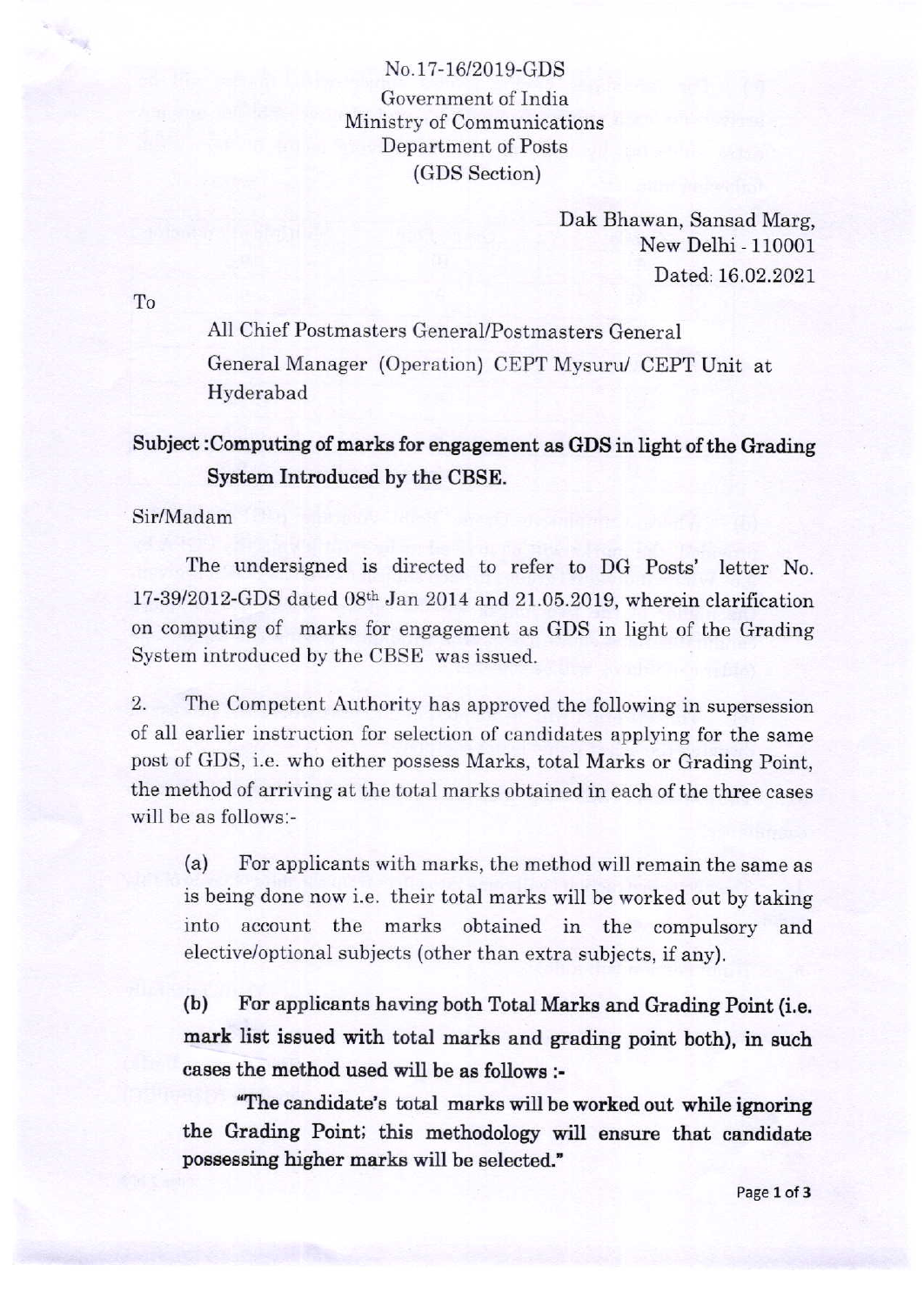No.17-16/2019-GDS
Government of India
Ministry of Communications
Department of Posts
(GDS Section)

Dak Bhawan, Sansad Marg,
New Delhi - 110001
Dated: 16.02.2021

To

All Chief Postmasters General/Postmasters General
General Manager (Operation) CEPT Mysuru/ CEPT Unit at Hyderabad

**Subject :Computing of marks for engagement as GDS in light of the Grading System Introduced by the CBSE.**

Sir/Madam

The undersigned is directed to refer to DG Posts' letter No. 17-39/2012-GDS dated 08th Jan 2014 and 21.05.2019, wherein clarification on computing of marks for engagement as GDS in light of the Grading System introduced by the CBSE was issued.

2. The Competent Authority has approved the following in supersession of all earlier instruction for selection of candidates applying for the same post of GDS, i.e. who either possess Marks, total Marks or Grading Point, the method of arriving at the total marks obtained in each of the three cases will be as follows:-

(a) For applicants with marks, the method will remain the same as is being done now i.e. their total marks will be worked out by taking into account the marks obtained in the compulsory and elective/optional subjects (other than extra subjects, if any).

**(b) For applicants having both Total Marks and Grading Point (i.e. mark list issued with total marks and grading point both), in such cases the method used will be as follows :-**

**"The candidate's total marks will be worked out while ignoring the Grading Point; this methodology will ensure that candidate possessing higher marks will be selected."**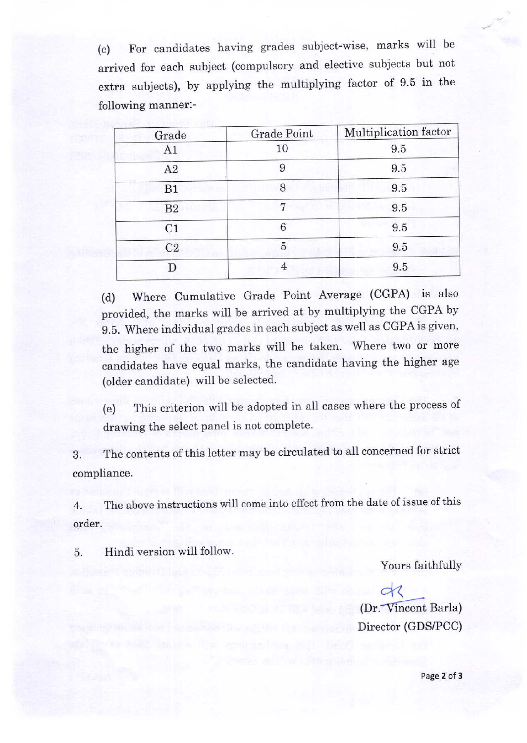(c) For candidates having grades subject-wise, marks will be arrived for each subject (compulsory and elective subjects but not extra subjects), by applying the multiplying factor of 9.5 in the following manner:-

| Grade | Grade Point | Multiplication factor |
|---|---|---|
| A1 | 10 | 9.5 |
| A2 | 9 | 9.5 |
| B1 | 8 | 9.5 |
| B2 | 7 | 9.5 |
| C1 | 6 | 9.5 |
| C2 | 5 | 9.5 |
| D | 4 | 9.5 |

(d) Where Cumulative Grade Point Average (CGPA) is also provided, the marks will be arrived at by multiplying the CGPA by 9.5. Where individual grades in each subject as well as CGPA is given, the higher of the two marks will be taken. Where two or more candidates have equal marks, the candidate having the higher age (older candidate) will be selected.

(e) This criterion will be adopted in all cases where the process of drawing the select panel is not complete.

3. The contents of this letter may be circulated to all concerned for strict compliance.

4. The above instructions will come into effect from the date of issue of this order.

5. Hindi version will follow.

Yours faithfully

(Dr. Vincent Barla)
Director (GDS/PCC)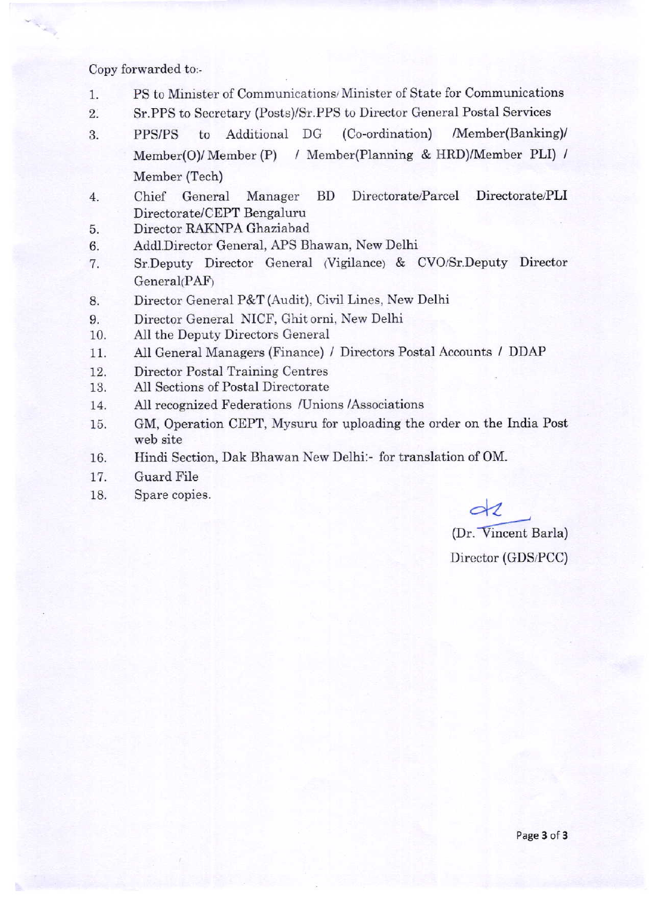Copy forwarded to:-

1. PS to Minister of Communications/ Minister of State for Communications
2. Sr.PPS to Secretary (Posts)/Sr.PPS to Director General Postal Services
3. PPS/PS to Additional DG (Co-ordination) /Member(Banking)/ Member(O)/ Member (P) / Member(Planning & HRD)/Member PLI) / Member (Tech)
4. Chief General Manager BD Directorate/Parcel Directorate/PLI Directorate/CEPT Bengaluru
5. Director RAKNPA Ghaziabad
6. Addl.Director General, APS Bhawan, New Delhi
7. Sr.Deputy Director General (Vigilance) & CVO/Sr.Deputy Director General(PAF)
8. Director General P&T (Audit), Civil Lines, New Delhi
9. Director General NICF, Ghit orni, New Delhi
10. All the Deputy Directors General
11. All General Managers (Finance) / Directors Postal Accounts / DDAP
12. Director Postal Training Centres
13. All Sections of Postal Directorate
14. All recognized Federations /Unions /Associations
15. GM, Operation CEPT, Mysuru for uploading the order on the India Post web site
16. Hindi Section, Dak Bhawan New Delhi:- for translation of OM.
17. Guard File
18. Spare copies.

(Dr. Vincent Barla)
Director (GDS/PCC)